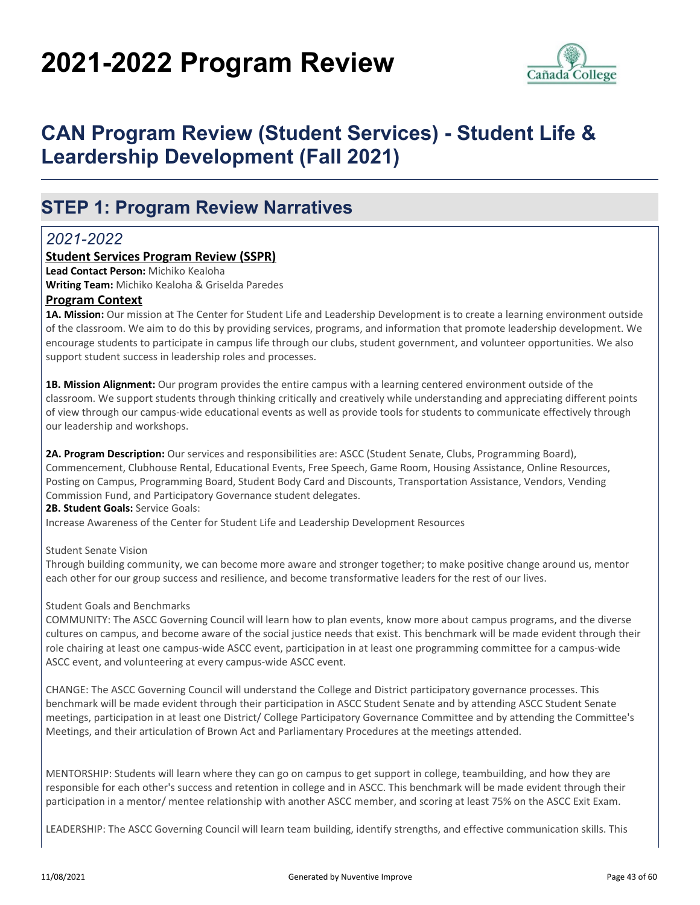# 2021-2022 Program Review

## CAN Program Review (Student Services) - Student Life & Leardership Development (Fall 2021)

## STEP 1: Program Review Narratives

### *2021-2022*

**Student Services Program Review (SSPR)**

**Lead Contact Person:** Michiko Kealoha

**Writing Team:** Michiko Kealoha & Griselda Paredes

**Program Context**

**1A. Mission:** Our mission at The Center for Student Life and Leadership Development is to create a learning environment outside of the classroom. We aim to do this by providing services, programs, and information that promote leadership development. We encourage students to participate in campus life through our clubs, student government, and volunteer opportunities. We also support student success in leadership roles and processes.

**1B. Mission Alignment:** Our program provides the entire campus with a learning centered environment outside of the classroom. We support students through thinking critically and creatively while understanding and appreciating different points of view through our campus-wide educational events as well as provide tools for students to communicate effectively through our leadership and workshops.

**2A. Program Description:** Our services and responsibilities are: ASCC (Student Senate, Clubs, Programming Board), Commencement, Clubhouse Rental, Educational Events, Free Speech, Game Room, Housing Assistance, Online Resources, Posting on Campus, Programming Board, Student Body Card and Discounts, Transportation Assistance, Vendors, Vending Commission Fund, and Participatory Governance student delegates.

**2B. Student Goals:** Service Goals:

Increase Awareness of the Center for Student Life and Leadership Development Resources

Student Senate Vision

Through building community, we can become more aware and stronger together; to make positive change around us, mentor each other for our group success and resilience, and become transformative leaders for the rest of our lives.

Student Goals and Benchmarks

COMMUNITY: The ASCC Governing Council will learn how to plan events, know more about campus programs, and the diverse cultures on campus, and become aware of the social justice needs that exist. This benchmark will be made evident through their role chairing at least one campus-wide ASCC event, participation in at least one programming committee for a campus-wide ASCC event, and volunteering at every campus-wide ASCC event.

CHANGE: The ASCC Governing Council will understand the College and District participatory governance processes. This benchmark will be made evident through their participation in ASCC Student Senate and by attending ASCC Student Senate meetings, participation in at least one District/ College Participatory Governance Committee and by attending the Committee's Meetings, and their articulation of Brown Act and Parliamentary Procedures at the meetings attended.

MENTORSHIP: Students will learn where they can go on campus to get support in college, teambuilding, and how they are responsible for each other's success and retention in college and in ASCC. This benchmark will be made evident through their participation in a mentor/ mentee relationship with another ASCC member, and scoring at least 75% on the ASCC Exit Exam.

LEADERSHIP: The ASCC Governing Council will learn team building, identify strengths, and effective communication skills. This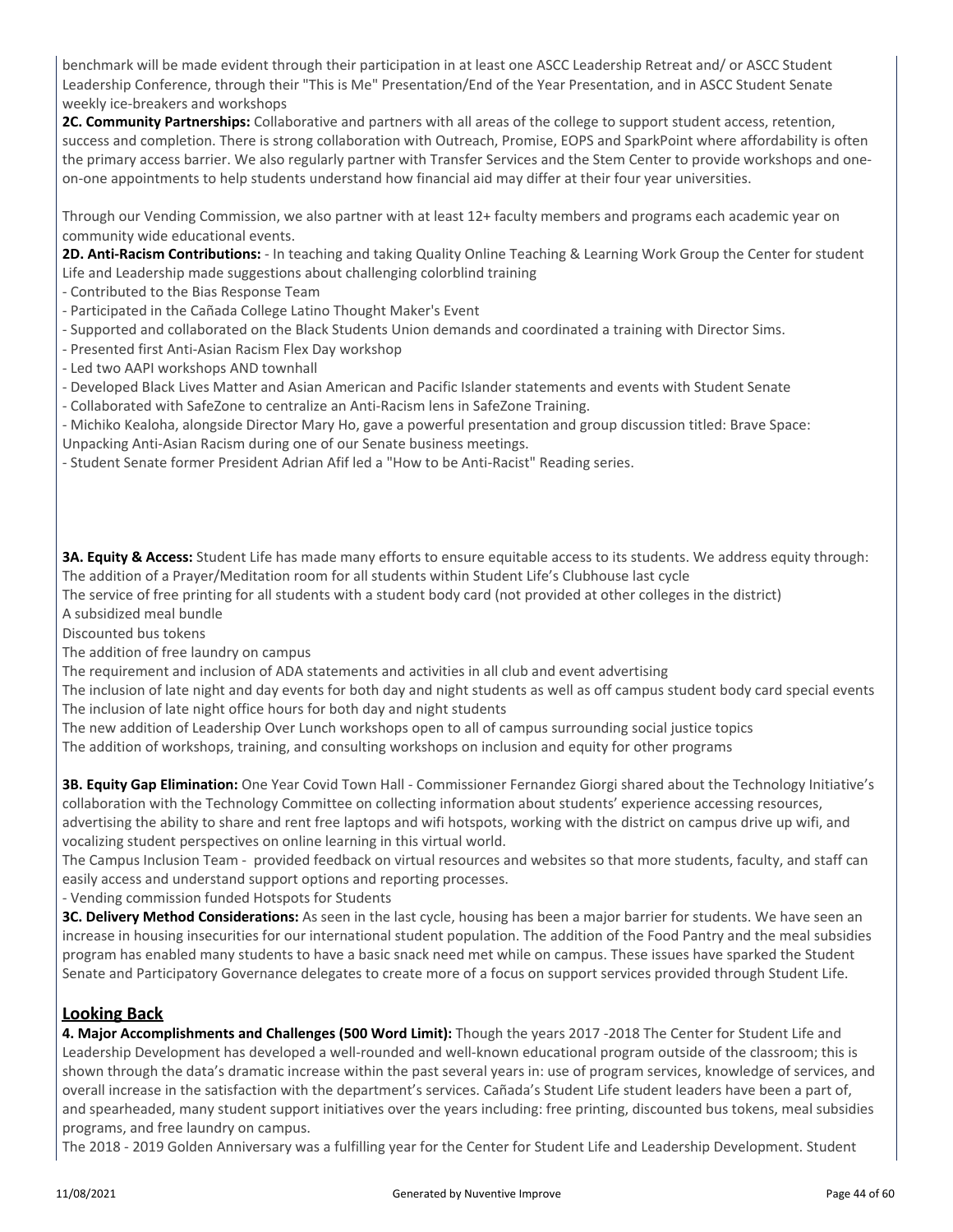benchmark will be made evident through their participation in at least one ASCC Leadership Retreat and/ or ASCC Student Leadership Conference, through their "This is Me" Presentation/End of the Year Presentation, and in ASCC Student Senate weekly ice-breakers and workshops

**2C. Community Partnerships:** Collaborative and partners with all areas of the college to support student access, retention, success and completion. There is strong collaboration with Outreach, Promise, EOPS and SparkPoint where affordability is often the primary access barrier. We also regularly partner with Transfer Services and the Stem Center to provide workshops and one-on-one appointments to help students understand how financial aid may differ at their four year universities.

Through our Vending Commission, we also partner with at least 12+ faculty members and programs each academic year on community wide educational events.

**2D. Anti-Racism Contributions:** - In teaching and taking Quality Online Teaching & Learning Work Group the Center for student Life and Leadership made suggestions about challenging colorblind training

- Contributed to the Bias Response Team
- Participated in the Cañada College Latino Thought Maker's Event
- Supported and collaborated on the Black Students Union demands and coordinated a training with Director Sims.
- Presented first Anti-Asian Racism Flex Day workshop
- Led two AAPI workshops AND townhall
- Developed Black Lives Matter and Asian American and Pacific Islander statements and events with Student Senate
- Collaborated with SafeZone to centralize an Anti-Racism lens in SafeZone Training.
- Michiko Kealoha, alongside Director Mary Ho, gave a powerful presentation and group discussion titled: Brave Space: Unpacking Anti-Asian Racism during one of our Senate business meetings.
- Student Senate former President Adrian Afif led a "How to be Anti-Racist" Reading series.

**3A. Equity & Access:** Student Life has made many efforts to ensure equitable access to its students. We address equity through:
The addition of a Prayer/Meditation room for all students within Student Life's Clubhouse last cycle
The service of free printing for all students with a student body card (not provided at other colleges in the district)
A subsidized meal bundle
Discounted bus tokens
The addition of free laundry on campus
The requirement and inclusion of ADA statements and activities in all club and event advertising
The inclusion of late night and day events for both day and night students as well as off campus student body card special events
The inclusion of late night office hours for both day and night students
The new addition of Leadership Over Lunch workshops open to all of campus surrounding social justice topics
The addition of workshops, training, and consulting workshops on inclusion and equity for other programs

**3B. Equity Gap Elimination:** One Year Covid Town Hall - Commissioner Fernandez Giorgi shared about the Technology Initiative's collaboration with the Technology Committee on collecting information about students' experience accessing resources, advertising the ability to share and rent free laptops and wifi hotspots, working with the district on campus drive up wifi, and vocalizing student perspectives on online learning in this virtual world.
The Campus Inclusion Team - provided feedback on virtual resources and websites so that more students, faculty, and staff can easily access and understand support options and reporting processes.
- Vending commission funded Hotspots for Students

**3C. Delivery Method Considerations:** As seen in the last cycle, housing has been a major barrier for students. We have seen an increase in housing insecurities for our international student population. The addition of the Food Pantry and the meal subsidies program has enabled many students to have a basic snack need met while on campus. These issues have sparked the Student Senate and Participatory Governance delegates to create more of a focus on support services provided through Student Life.

## Looking Back

**4. Major Accomplishments and Challenges (500 Word Limit):** Though the years 2017 -2018 The Center for Student Life and Leadership Development has developed a well-rounded and well-known educational program outside of the classroom; this is shown through the data's dramatic increase within the past several years in: use of program services, knowledge of services, and overall increase in the satisfaction with the department's services. Cañada's Student Life student leaders have been a part of, and spearheaded, many student support initiatives over the years including: free printing, discounted bus tokens, meal subsidies programs, and free laundry on campus.
The 2018 - 2019 Golden Anniversary was a fulfilling year for the Center for Student Life and Leadership Development. Student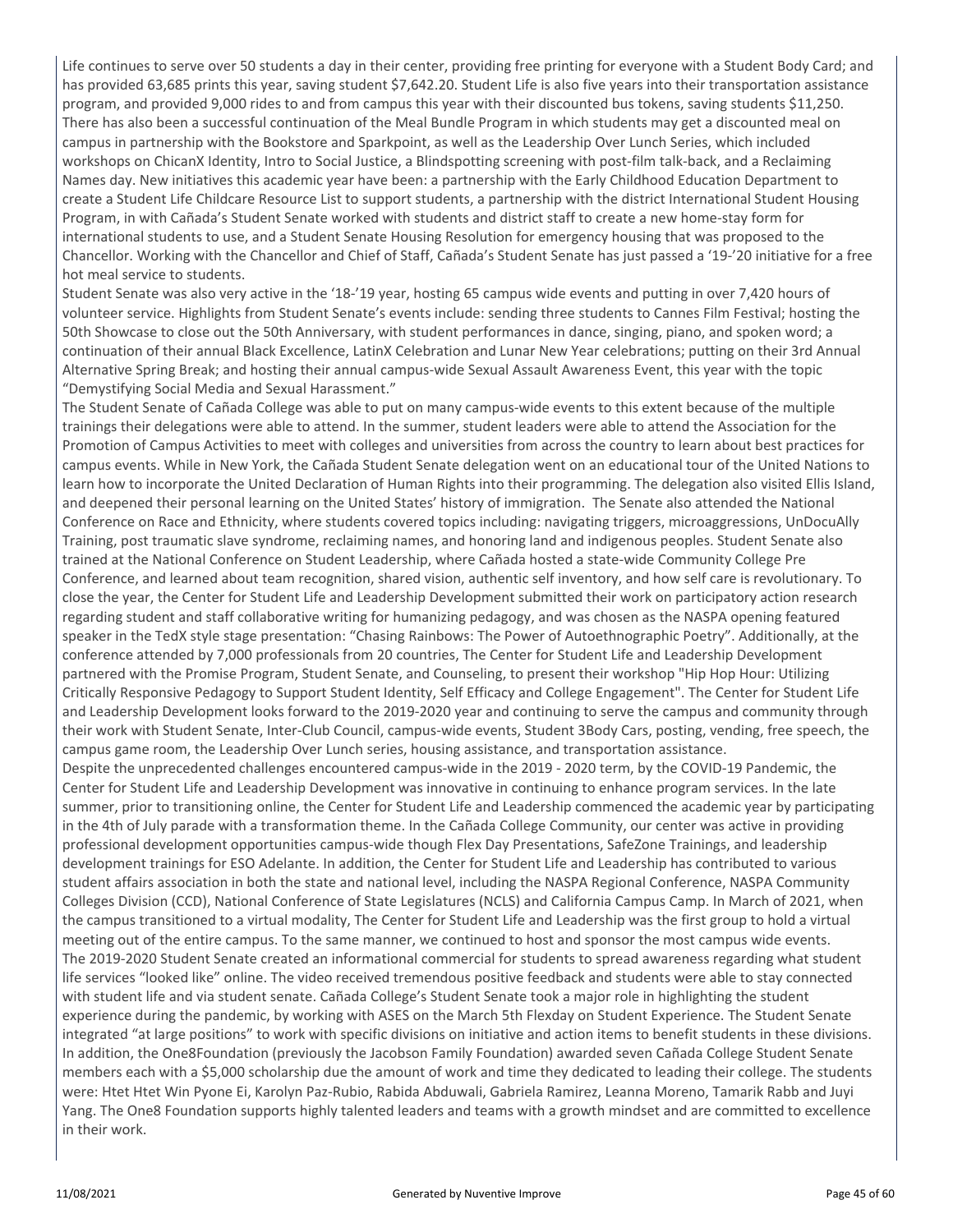Life continues to serve over 50 students a day in their center, providing free printing for everyone with a Student Body Card; and has provided 63,685 prints this year, saving student $7,642.20. Student Life is also five years into their transportation assistance program, and provided 9,000 rides to and from campus this year with their discounted bus tokens, saving students $11,250. There has also been a successful continuation of the Meal Bundle Program in which students may get a discounted meal on campus in partnership with the Bookstore and Sparkpoint, as well as the Leadership Over Lunch Series, which included workshops on ChicanX Identity, Intro to Social Justice, a Blindspotting screening with post-film talk-back, and a Reclaiming Names day. New initiatives this academic year have been: a partnership with the Early Childhood Education Department to create a Student Life Childcare Resource List to support students, a partnership with the district International Student Housing Program, in with Cañada's Student Senate worked with students and district staff to create a new home-stay form for international students to use, and a Student Senate Housing Resolution for emergency housing that was proposed to the Chancellor. Working with the Chancellor and Chief of Staff, Cañada's Student Senate has just passed a '19-'20 initiative for a free hot meal service to students.

Student Senate was also very active in the '18-'19 year, hosting 65 campus wide events and putting in over 7,420 hours of volunteer service. Highlights from Student Senate's events include: sending three students to Cannes Film Festival; hosting the 50th Showcase to close out the 50th Anniversary, with student performances in dance, singing, piano, and spoken word; a continuation of their annual Black Excellence, LatinX Celebration and Lunar New Year celebrations; putting on their 3rd Annual Alternative Spring Break; and hosting their annual campus-wide Sexual Assault Awareness Event, this year with the topic "Demystifying Social Media and Sexual Harassment."

The Student Senate of Cañada College was able to put on many campus-wide events to this extent because of the multiple trainings their delegations were able to attend. In the summer, student leaders were able to attend the Association for the Promotion of Campus Activities to meet with colleges and universities from across the country to learn about best practices for campus events. While in New York, the Cañada Student Senate delegation went on an educational tour of the United Nations to learn how to incorporate the United Declaration of Human Rights into their programming. The delegation also visited Ellis Island, and deepened their personal learning on the United States' history of immigration. The Senate also attended the National Conference on Race and Ethnicity, where students covered topics including: navigating triggers, microaggressions, UnDocuAlly Training, post traumatic slave syndrome, reclaiming names, and honoring land and indigenous peoples. Student Senate also trained at the National Conference on Student Leadership, where Cañada hosted a state-wide Community College Pre Conference, and learned about team recognition, shared vision, authentic self inventory, and how self care is revolutionary. To close the year, the Center for Student Life and Leadership Development submitted their work on participatory action research regarding student and staff collaborative writing for humanizing pedagogy, and was chosen as the NASPA opening featured speaker in the TedX style stage presentation: "Chasing Rainbows: The Power of Autoethnographic Poetry". Additionally, at the conference attended by 7,000 professionals from 20 countries, The Center for Student Life and Leadership Development partnered with the Promise Program, Student Senate, and Counseling, to present their workshop "Hip Hop Hour: Utilizing Critically Responsive Pedagogy to Support Student Identity, Self Efficacy and College Engagement". The Center for Student Life and Leadership Development looks forward to the 2019-2020 year and continuing to serve the campus and community through their work with Student Senate, Inter-Club Council, campus-wide events, Student 3Body Cars, posting, vending, free speech, the campus game room, the Leadership Over Lunch series, housing assistance, and transportation assistance.

Despite the unprecedented challenges encountered campus-wide in the 2019 - 2020 term, by the COVID-19 Pandemic, the Center for Student Life and Leadership Development was innovative in continuing to enhance program services. In the late summer, prior to transitioning online, the Center for Student Life and Leadership commenced the academic year by participating in the 4th of July parade with a transformation theme. In the Cañada College Community, our center was active in providing professional development opportunities campus-wide though Flex Day Presentations, SafeZone Trainings, and leadership development trainings for ESO Adelante. In addition, the Center for Student Life and Leadership has contributed to various student affairs association in both the state and national level, including the NASPA Regional Conference, NASPA Community Colleges Division (CCD), National Conference of State Legislatures (NCLS) and California Campus Camp. In March of 2021, when the campus transitioned to a virtual modality, The Center for Student Life and Leadership was the first group to hold a virtual meeting out of the entire campus. To the same manner, we continued to host and sponsor the most campus wide events.

The 2019-2020 Student Senate created an informational commercial for students to spread awareness regarding what student life services "looked like" online. The video received tremendous positive feedback and students were able to stay connected with student life and via student senate. Cañada College's Student Senate took a major role in highlighting the student experience during the pandemic, by working with ASES on the March 5th Flexday on Student Experience. The Student Senate integrated "at large positions" to work with specific divisions on initiative and action items to benefit students in these divisions. In addition, the One8Foundation (previously the Jacobson Family Foundation) awarded seven Cañada College Student Senate members each with a $5,000 scholarship due the amount of work and time they dedicated to leading their college. The students were: Htet Htet Win Pyone Ei, Karolyn Paz-Rubio, Rabida Abduwali, Gabriela Ramirez, Leanna Moreno, Tamarik Rabb and Juyi Yang. The One8 Foundation supports highly talented leaders and teams with a growth mindset and are committed to excellence in their work.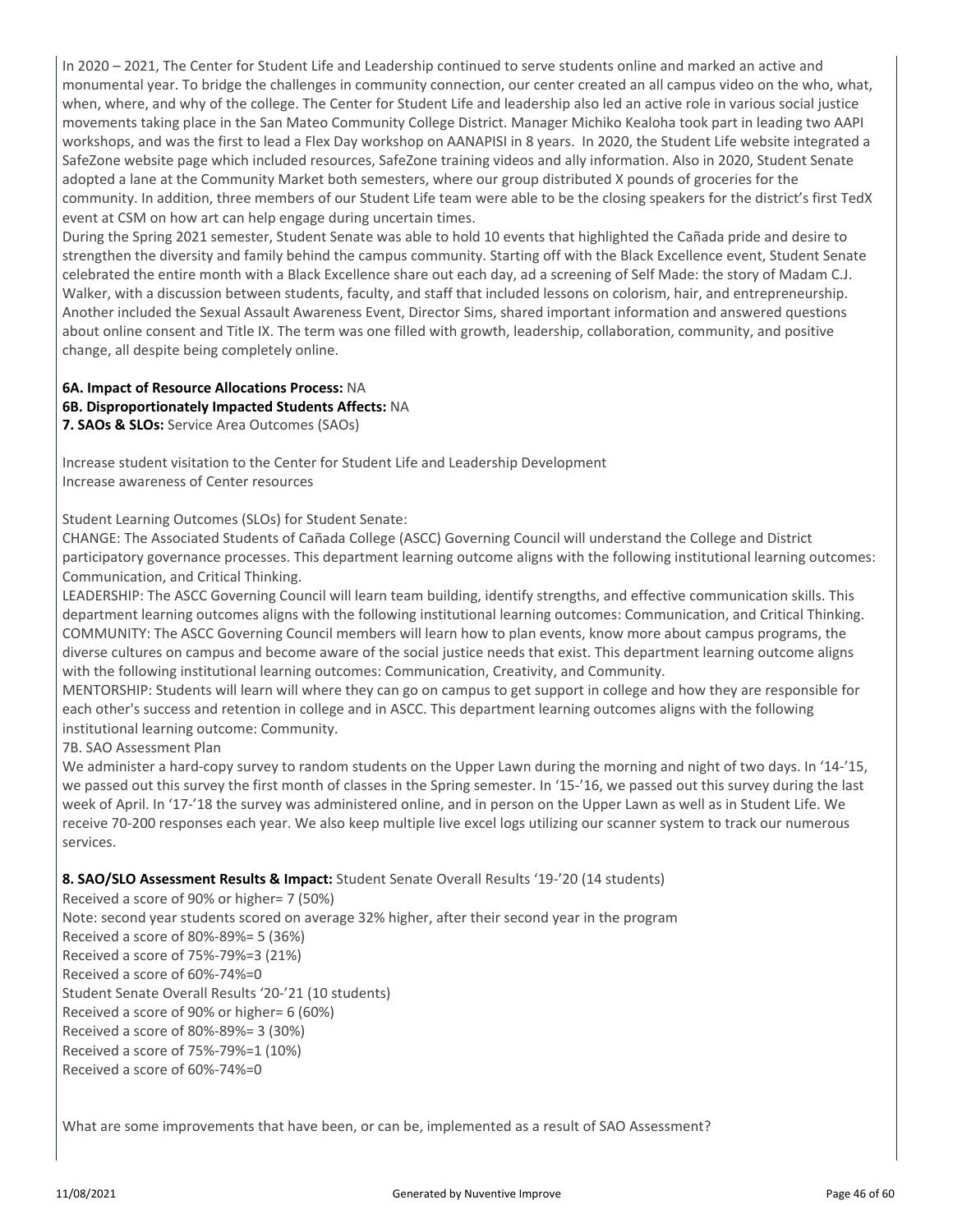In 2020 – 2021, The Center for Student Life and Leadership continued to serve students online and marked an active and monumental year. To bridge the challenges in community connection, our center created an all campus video on the who, what, when, where, and why of the college. The Center for Student Life and leadership also led an active role in various social justice movements taking place in the San Mateo Community College District. Manager Michiko Kealoha took part in leading two AAPI workshops, and was the first to lead a Flex Day workshop on AANAPISI in 8 years. In 2020, the Student Life website integrated a SafeZone website page which included resources, SafeZone training videos and ally information. Also in 2020, Student Senate adopted a lane at the Community Market both semesters, where our group distributed X pounds of groceries for the community. In addition, three members of our Student Life team were able to be the closing speakers for the district's first TedX event at CSM on how art can help engage during uncertain times.

During the Spring 2021 semester, Student Senate was able to hold 10 events that highlighted the Cañada pride and desire to strengthen the diversity and family behind the campus community. Starting off with the Black Excellence event, Student Senate celebrated the entire month with a Black Excellence share out each day, ad a screening of Self Made: the story of Madam C.J. Walker, with a discussion between students, faculty, and staff that included lessons on colorism, hair, and entrepreneurship. Another included the Sexual Assault Awareness Event, Director Sims, shared important information and answered questions about online consent and Title IX. The term was one filled with growth, leadership, collaboration, community, and positive change, all despite being completely online.

**6A. Impact of Resource Allocations Process:** NA
**6B. Disproportionately Impacted Students Affects:** NA
**7. SAOs & SLOs:** Service Area Outcomes (SAOs)

Increase student visitation to the Center for Student Life and Leadership Development
Increase awareness of Center resources

Student Learning Outcomes (SLOs) for Student Senate:
CHANGE: The Associated Students of Cañada College (ASCC) Governing Council will understand the College and District participatory governance processes. This department learning outcome aligns with the following institutional learning outcomes: Communication, and Critical Thinking.
LEADERSHIP: The ASCC Governing Council will learn team building, identify strengths, and effective communication skills. This department learning outcomes aligns with the following institutional learning outcomes: Communication, and Critical Thinking.
COMMUNITY: The ASCC Governing Council members will learn how to plan events, know more about campus programs, the diverse cultures on campus and become aware of the social justice needs that exist. This department learning outcome aligns with the following institutional learning outcomes: Communication, Creativity, and Community.
MENTORSHIP: Students will learn will where they can go on campus to get support in college and how they are responsible for each other's success and retention in college and in ASCC. This department learning outcomes aligns with the following institutional learning outcome: Community.
7B. SAO Assessment Plan
We administer a hard-copy survey to random students on the Upper Lawn during the morning and night of two days. In '14-'15, we passed out this survey the first month of classes in the Spring semester. In '15-'16, we passed out this survey during the last week of April. In '17-'18 the survey was administered online, and in person on the Upper Lawn as well as in Student Life. We receive 70-200 responses each year. We also keep multiple live excel logs utilizing our scanner system to track our numerous services.

**8. SAO/SLO Assessment Results & Impact:** Student Senate Overall Results '19-'20 (14 students)
Received a score of 90% or higher= 7 (50%)
Note: second year students scored on average 32% higher, after their second year in the program
Received a score of 80%-89%= 5 (36%)
Received a score of 75%-79%=3 (21%)
Received a score of 60%-74%=0
Student Senate Overall Results '20-'21 (10 students)
Received a score of 90% or higher= 6 (60%)
Received a score of 80%-89%= 3 (30%)
Received a score of 75%-79%=1 (10%)
Received a score of 60%-74%=0

What are some improvements that have been, or can be, implemented as a result of SAO Assessment?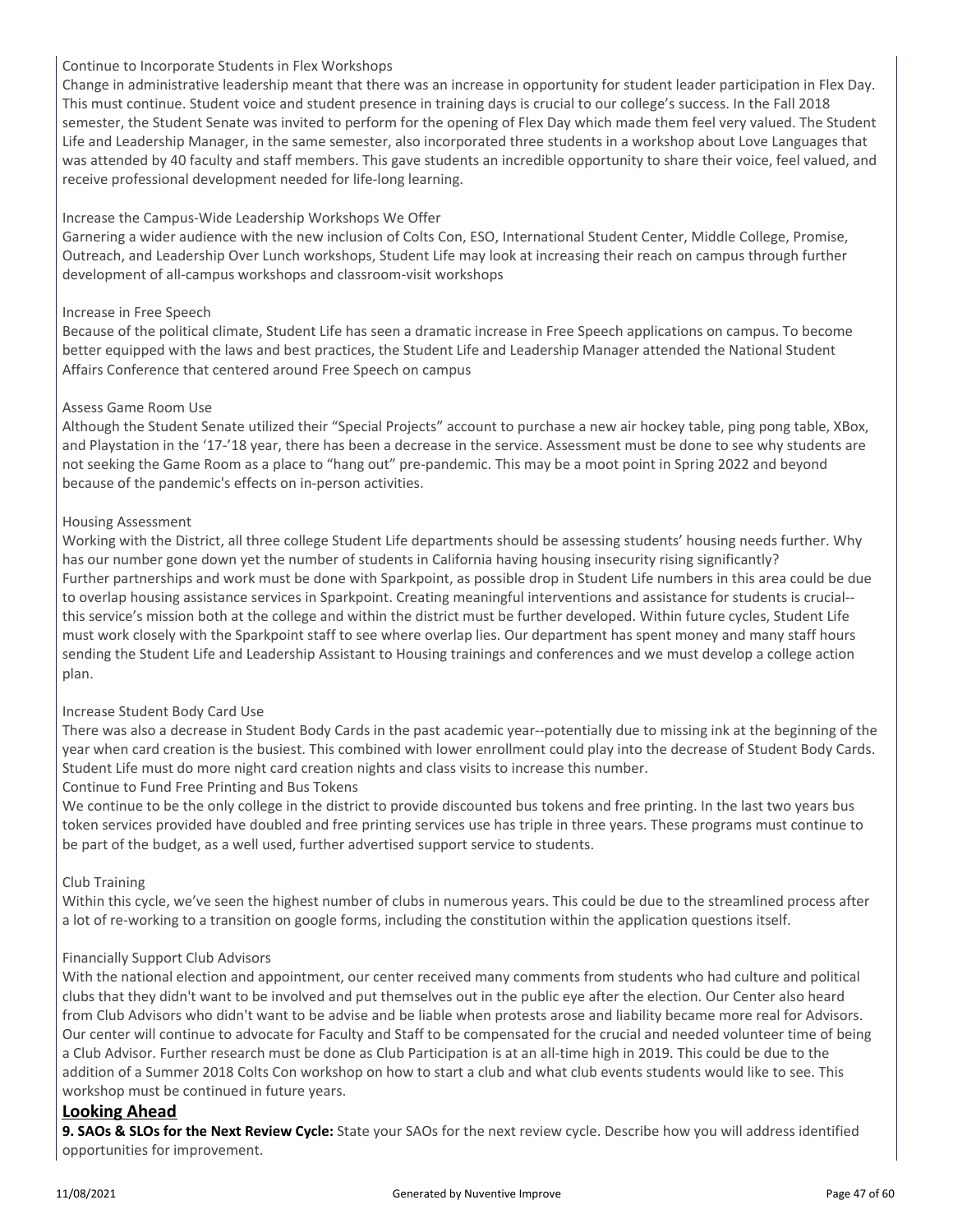Continue to Incorporate Students in Flex Workshops

Change in administrative leadership meant that there was an increase in opportunity for student leader participation in Flex Day. This must continue. Student voice and student presence in training days is crucial to our college's success. In the Fall 2018 semester, the Student Senate was invited to perform for the opening of Flex Day which made them feel very valued. The Student Life and Leadership Manager, in the same semester, also incorporated three students in a workshop about Love Languages that was attended by 40 faculty and staff members. This gave students an incredible opportunity to share their voice, feel valued, and receive professional development needed for life-long learning.

Increase the Campus-Wide Leadership Workshops We Offer

Garnering a wider audience with the new inclusion of Colts Con, ESO, International Student Center, Middle College, Promise, Outreach, and Leadership Over Lunch workshops, Student Life may look at increasing their reach on campus through further development of all-campus workshops and classroom-visit workshops

Increase in Free Speech

Because of the political climate, Student Life has seen a dramatic increase in Free Speech applications on campus. To become better equipped with the laws and best practices, the Student Life and Leadership Manager attended the National Student Affairs Conference that centered around Free Speech on campus

Assess Game Room Use

Although the Student Senate utilized their "Special Projects" account to purchase a new air hockey table, ping pong table, XBox, and Playstation in the '17-'18 year, there has been a decrease in the service. Assessment must be done to see why students are not seeking the Game Room as a place to "hang out" pre-pandemic. This may be a moot point in Spring 2022 and beyond because of the pandemic's effects on in-person activities.

Housing Assessment

Working with the District, all three college Student Life departments should be assessing students' housing needs further. Why has our number gone down yet the number of students in California having housing insecurity rising significantly? Further partnerships and work must be done with Sparkpoint, as possible drop in Student Life numbers in this area could be due to overlap housing assistance services in Sparkpoint. Creating meaningful interventions and assistance for students is crucial--this service's mission both at the college and within the district must be further developed. Within future cycles, Student Life must work closely with the Sparkpoint staff to see where overlap lies. Our department has spent money and many staff hours sending the Student Life and Leadership Assistant to Housing trainings and conferences and we must develop a college action plan.

Increase Student Body Card Use

There was also a decrease in Student Body Cards in the past academic year--potentially due to missing ink at the beginning of the year when card creation is the busiest. This combined with lower enrollment could play into the decrease of Student Body Cards. Student Life must do more night card creation nights and class visits to increase this number.

Continue to Fund Free Printing and Bus Tokens

We continue to be the only college in the district to provide discounted bus tokens and free printing. In the last two years bus token services provided have doubled and free printing services use has triple in three years. These programs must continue to be part of the budget, as a well used, further advertised support service to students.

Club Training

Within this cycle, we've seen the highest number of clubs in numerous years. This could be due to the streamlined process after a lot of re-working to a transition on google forms, including the constitution within the application questions itself.

Financially Support Club Advisors

With the national election and appointment, our center received many comments from students who had culture and political clubs that they didn't want to be involved and put themselves out in the public eye after the election. Our Center also heard from Club Advisors who didn't want to be advise and be liable when protests arose and liability became more real for Advisors. Our center will continue to advocate for Faculty and Staff to be compensated for the crucial and needed volunteer time of being a Club Advisor. Further research must be done as Club Participation is at an all-time high in 2019. This could be due to the addition of a Summer 2018 Colts Con workshop on how to start a club and what club events students would like to see. This workshop must be continued in future years.

## Looking Ahead

**9. SAOs & SLOs for the Next Review Cycle:** State your SAOs for the next review cycle. Describe how you will address identified opportunities for improvement.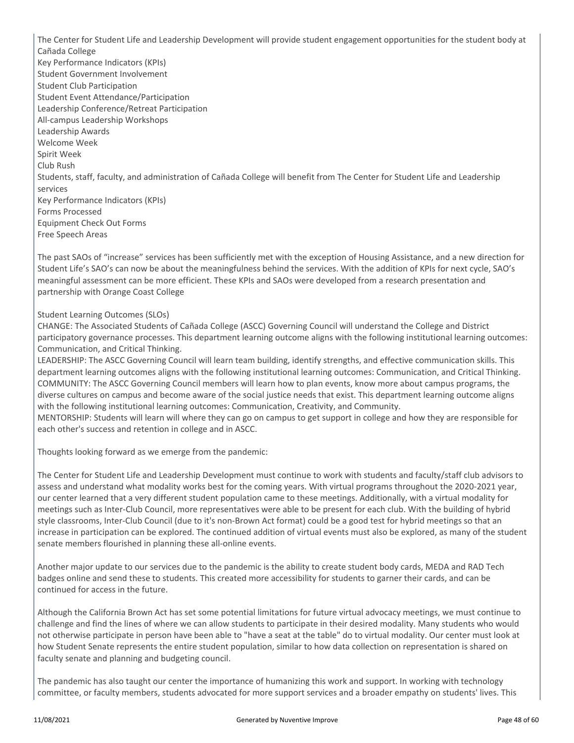The Center for Student Life and Leadership Development will provide student engagement opportunities for the student body at Cañada College

Key Performance Indicators (KPIs)

Student Government Involvement

Student Club Participation

Student Event Attendance/Participation

Leadership Conference/Retreat Participation

All-campus Leadership Workshops

Leadership Awards

Welcome Week

Spirit Week

Club Rush

Students, staff, faculty, and administration of Cañada College will benefit from The Center for Student Life and Leadership services

Key Performance Indicators (KPIs)

Forms Processed

Equipment Check Out Forms

Free Speech Areas

The past SAOs of "increase" services has been sufficiently met with the exception of Housing Assistance, and a new direction for Student Life's SAO's can now be about the meaningfulness behind the services. With the addition of KPIs for next cycle, SAO's meaningful assessment can be more efficient. These KPIs and SAOs were developed from a research presentation and partnership with Orange Coast College

Student Learning Outcomes (SLOs)

CHANGE: The Associated Students of Cañada College (ASCC) Governing Council will understand the College and District participatory governance processes. This department learning outcome aligns with the following institutional learning outcomes: Communication, and Critical Thinking.

LEADERSHIP: The ASCC Governing Council will learn team building, identify strengths, and effective communication skills. This department learning outcomes aligns with the following institutional learning outcomes: Communication, and Critical Thinking.

COMMUNITY: The ASCC Governing Council members will learn how to plan events, know more about campus programs, the diverse cultures on campus and become aware of the social justice needs that exist. This department learning outcome aligns with the following institutional learning outcomes: Communication, Creativity, and Community.

MENTORSHIP: Students will learn will where they can go on campus to get support in college and how they are responsible for each other's success and retention in college and in ASCC.

Thoughts looking forward as we emerge from the pandemic:

The Center for Student Life and Leadership Development must continue to work with students and faculty/staff club advisors to assess and understand what modality works best for the coming years. With virtual programs throughout the 2020-2021 year, our center learned that a very different student population came to these meetings. Additionally, with a virtual modality for meetings such as Inter-Club Council, more representatives were able to be present for each club. With the building of hybrid style classrooms, Inter-Club Council (due to it's non-Brown Act format) could be a good test for hybrid meetings so that an increase in participation can be explored. The continued addition of virtual events must also be explored, as many of the student senate members flourished in planning these all-online events.

Another major update to our services due to the pandemic is the ability to create student body cards, MEDA and RAD Tech badges online and send these to students. This created more accessibility for students to garner their cards, and can be continued for access in the future.

Although the California Brown Act has set some potential limitations for future virtual advocacy meetings, we must continue to challenge and find the lines of where we can allow students to participate in their desired modality. Many students who would not otherwise participate in person have been able to "have a seat at the table" do to virtual modality. Our center must look at how Student Senate represents the entire student population, similar to how data collection on representation is shared on faculty senate and planning and budgeting council.

The pandemic has also taught our center the importance of humanizing this work and support. In working with technology committee, or faculty members, students advocated for more support services and a broader empathy on students' lives. This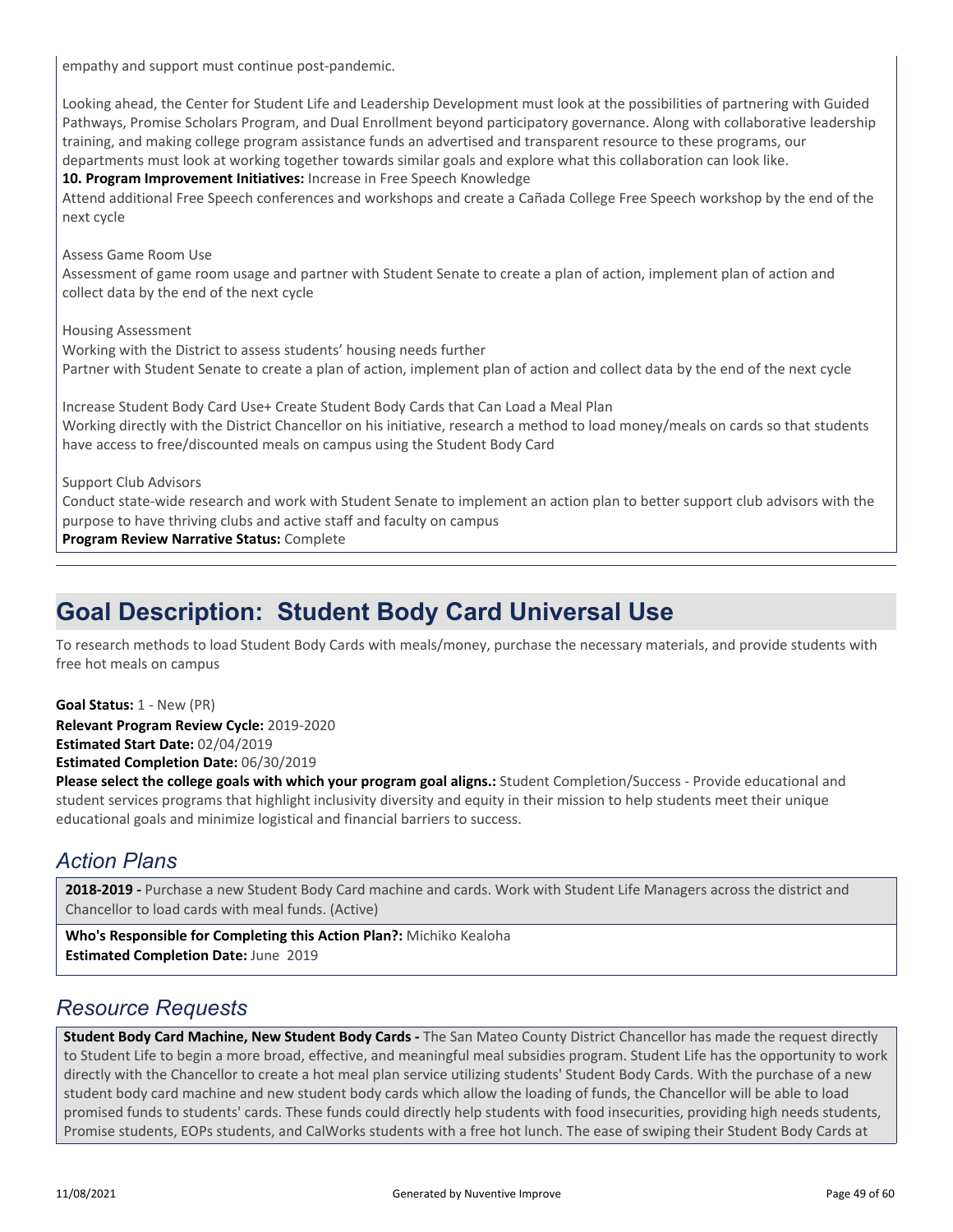empathy and support must continue post-pandemic.

Looking ahead, the Center for Student Life and Leadership Development must look at the possibilities of partnering with Guided Pathways, Promise Scholars Program, and Dual Enrollment beyond participatory governance. Along with collaborative leadership training, and making college program assistance funds an advertised and transparent resource to these programs, our departments must look at working together towards similar goals and explore what this collaboration can look like.

**10. Program Improvement Initiatives:** Increase in Free Speech Knowledge

Attend additional Free Speech conferences and workshops and create a Cañada College Free Speech workshop by the end of the next cycle

Assess Game Room Use

Assessment of game room usage and partner with Student Senate to create a plan of action, implement plan of action and collect data by the end of the next cycle

Housing Assessment

Working with the District to assess students' housing needs further

Partner with Student Senate to create a plan of action, implement plan of action and collect data by the end of the next cycle

Increase Student Body Card Use+ Create Student Body Cards that Can Load a Meal Plan

Working directly with the District Chancellor on his initiative, research a method to load money/meals on cards so that students have access to free/discounted meals on campus using the Student Body Card

Support Club Advisors

Conduct state-wide research and work with Student Senate to implement an action plan to better support club advisors with the purpose to have thriving clubs and active staff and faculty on campus

**Program Review Narrative Status:** Complete

# Goal Description: Student Body Card Universal Use

To research methods to load Student Body Cards with meals/money, purchase the necessary materials, and provide students with free hot meals on campus

**Goal Status:** 1 - New (PR)

**Relevant Program Review Cycle:** 2019-2020

**Estimated Start Date:** 02/04/2019

**Estimated Completion Date:** 06/30/2019

**Please select the college goals with which your program goal aligns.:** Student Completion/Success - Provide educational and student services programs that highlight inclusivity diversity and equity in their mission to help students meet their unique educational goals and minimize logistical and financial barriers to success.

## *Action Plans*

**2018-2019 -** Purchase a new Student Body Card machine and cards. Work with Student Life Managers across the district and Chancellor to load cards with meal funds. (Active)

**Who's Responsible for Completing this Action Plan?:** Michiko Kealoha

**Estimated Completion Date:** June 2019

## *Resource Requests*

**Student Body Card Machine, New Student Body Cards -** The San Mateo County District Chancellor has made the request directly to Student Life to begin a more broad, effective, and meaningful meal subsidies program. Student Life has the opportunity to work directly with the Chancellor to create a hot meal plan service utilizing students' Student Body Cards. With the purchase of a new student body card machine and new student body cards which allow the loading of funds, the Chancellor will be able to load promised funds to students' cards. These funds could directly help students with food insecurities, providing high needs students, Promise students, EOPs students, and CalWorks students with a free hot lunch. The ease of swiping their Student Body Cards at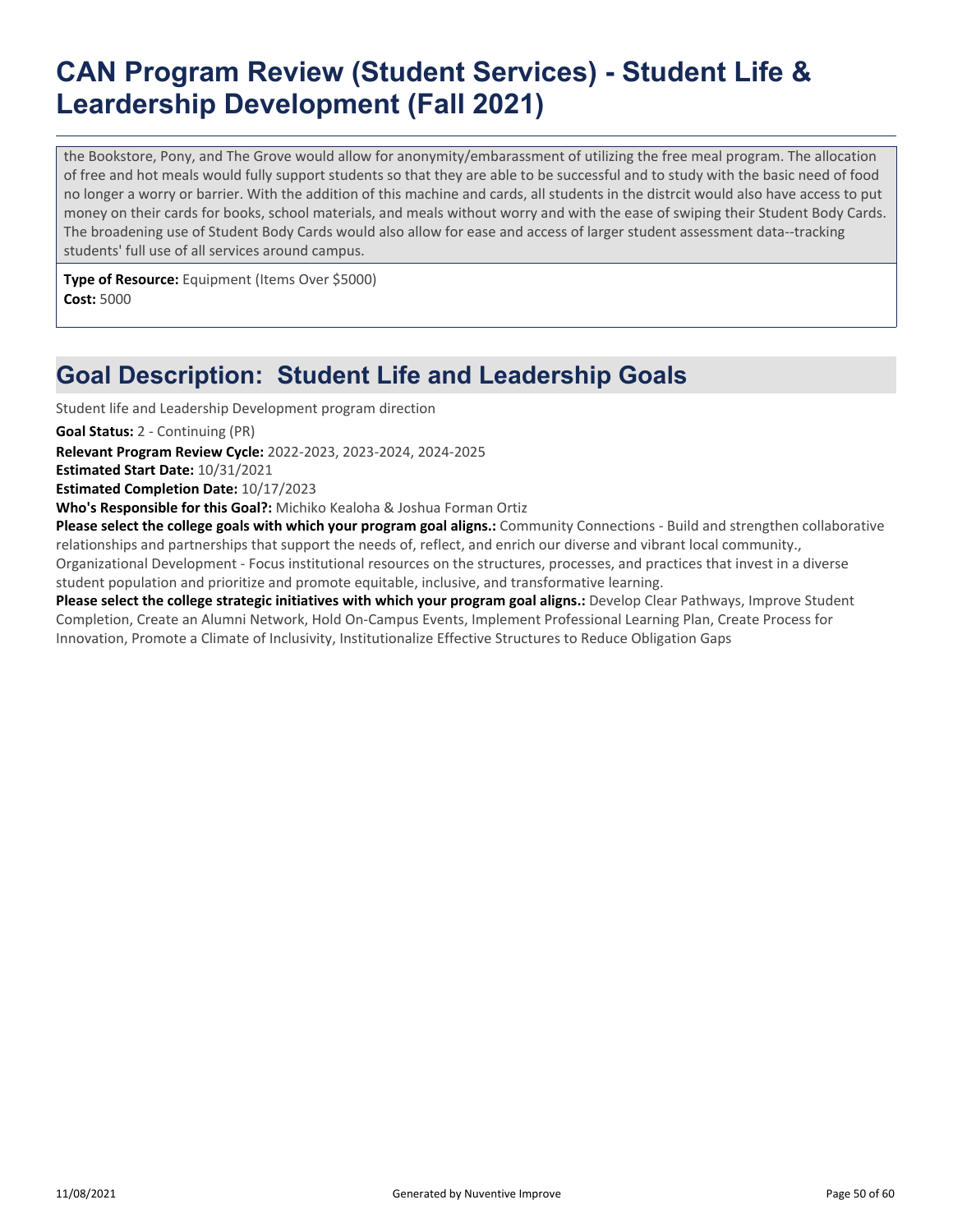the Bookstore, Pony, and The Grove would allow for anonymity/embarassment of utilizing the free meal program. The allocation of free and hot meals would fully support students so that they are able to be successful and to study with the basic need of food no longer a worry or barrier. With the addition of this machine and cards, all students in the distrcit would also have access to put money on their cards for books, school materials, and meals without worry and with the ease of swiping their Student Body Cards. The broadening use of Student Body Cards would also allow for ease and access of larger student assessment data--tracking students' full use of all services around campus.

**Type of Resource:** Equipment (Items Over $5000)
**Cost:** 5000

## Goal Description: Student Life and Leadership Goals

Student life and Leadership Development program direction

**Goal Status:** 2 - Continuing (PR)
**Relevant Program Review Cycle:** 2022-2023, 2023-2024, 2024-2025
**Estimated Start Date:** 10/31/2021
**Estimated Completion Date:** 10/17/2023
**Who's Responsible for this Goal?:** Michiko Kealoha & Joshua Forman Ortiz
**Please select the college goals with which your program goal aligns.:** Community Connections - Build and strengthen collaborative relationships and partnerships that support the needs of, reflect, and enrich our diverse and vibrant local community., Organizational Development - Focus institutional resources on the structures, processes, and practices that invest in a diverse student population and prioritize and promote equitable, inclusive, and transformative learning.
**Please select the college strategic initiatives with which your program goal aligns.:** Develop Clear Pathways, Improve Student Completion, Create an Alumni Network, Hold On-Campus Events, Implement Professional Learning Plan, Create Process for Innovation, Promote a Climate of Inclusivity, Institutionalize Effective Structures to Reduce Obligation Gaps